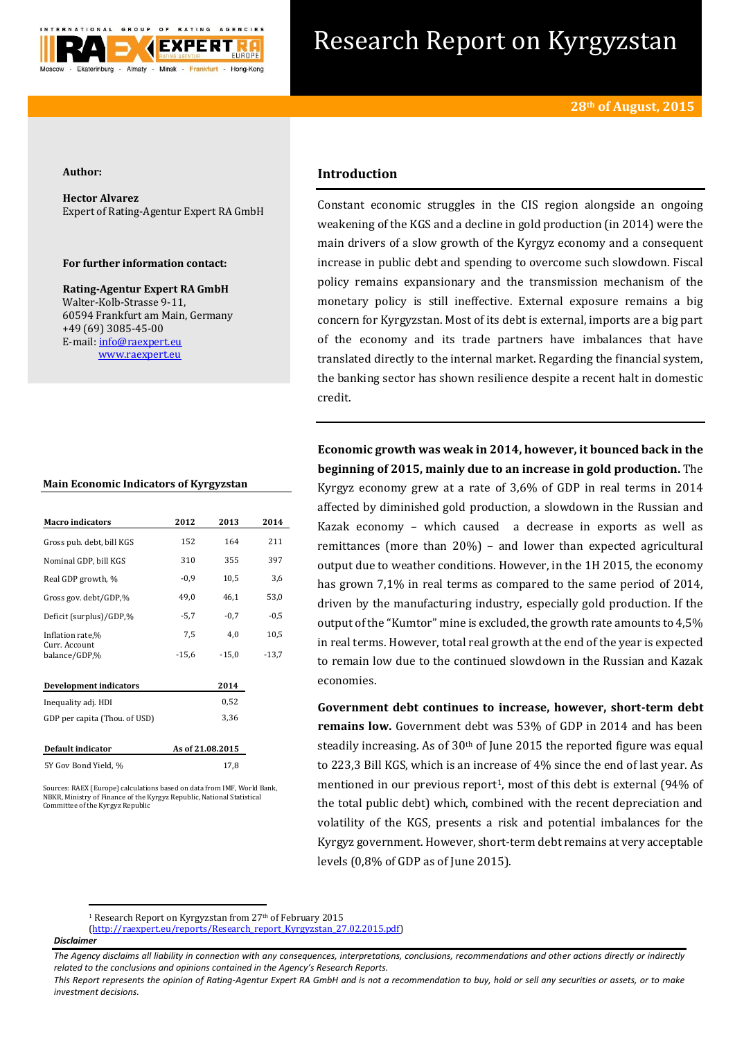# Research Report on Kyrgyzstan

**28th of August, 2015**

**Author:**

**Hector Alvarez**
Expert of Rating-Agentur Expert RA GmbH

**For further information contact:**

**Rating-Agentur Expert RA GmbH**
Walter-Kolb-Strasse 9-11,
60594 Frankfurt am Main, Germany
+49 (69) 3085-45-00
E-mail: info@raexpert.eu
www.raexpert.eu

## Introduction

Constant economic struggles in the CIS region alongside an ongoing weakening of the KGS and a decline in gold production (in 2014) were the main drivers of a slow growth of the Kyrgyz economy and a consequent increase in public debt and spending to overcome such slowdown. Fiscal policy remains expansionary and the transmission mechanism of the monetary policy is still ineffective. External exposure remains a big concern for Kyrgyzstan. Most of its debt is external, imports are a big part of the economy and its trade partners have imbalances that have translated directly to the internal market. Regarding the financial system, the banking sector has shown resilience despite a recent halt in domestic credit.

**Economic growth was weak in 2014, however, it bounced back in the beginning of 2015, mainly due to an increase in gold production.** The Kyrgyz economy grew at a rate of 3,6% of GDP in real terms in 2014 affected by diminished gold production, a slowdown in the Russian and Kazak economy – which caused a decrease in exports as well as remittances (more than 20%) – and lower than expected agricultural output due to weather conditions. However, in the 1H 2015, the economy has grown 7,1% in real terms as compared to the same period of 2014, driven by the manufacturing industry, especially gold production. If the output of the "Kumtor" mine is excluded, the growth rate amounts to 4,5% in real terms. However, total real growth at the end of the year is expected to remain low due to the continued slowdown in the Russian and Kazak economies.

**Government debt continues to increase, however, short-term debt remains low.** Government debt was 53% of GDP in 2014 and has been steadily increasing. As of 30th of June 2015 the reported figure was equal to 223,3 Bill KGS, which is an increase of 4% since the end of last year. As mentioned in our previous report[1], most of this debt is external (94% of the total public debt) which, combined with the recent depreciation and volatility of the KGS, presents a risk and potential imbalances for the Kyrgyz government. However, short-term debt remains at very acceptable levels (0,8% of GDP as of June 2015).

### Main Economic Indicators of Kyrgyzstan

| Macro indicators | 2012 | 2013 | 2014 |
|---|---|---|---|
| Gross pub. debt, bill KGS | 152 | 164 | 211 |
| Nominal GDP, bill KGS | 310 | 355 | 397 |
| Real GDP growth, % | -0,9 | 10,5 | 3,6 |
| Gross gov. debt/GDP,% | 49,0 | 46,1 | 53,0 |
| Deficit (surplus)/GDP,% | -5,7 | -0,7 | -0,5 |
| Inflation rate,% | 7,5 | 4,0 | 10,5 |
| Curr. Account balance/GDP,% | -15,6 | -15,0 | -13,7 |

| Development indicators | 2014 |
|---|---|
| Inequality adj. HDI | 0,52 |
| GDP per capita (Thou. of USD) | 3,36 |

| Default indicator | As of 21.08.2015 |
|---|---|
| 5Y Gov Bond Yield, % | 17,8 |

Sources: RAEX (Europe) calculations based on data from IMF, World Bank, NBKR, Ministry of Finance of the Kyrgyz Republic, National Statistical Committee of the Kyrgyz Republic

[1] Research Report on Kyrgyzstan from 27th of February 2015 (http://raexpert.eu/reports/Research_report_Kyrgyzstan_27.02.2015.pdf)

***Disclaimer***

*The Agency disclaims all liability in connection with any consequences, interpretations, conclusions, recommendations and other actions directly or indirectly related to the conclusions and opinions contained in the Agency's Research Reports.*

*This Report represents the opinion of Rating-Agentur Expert RA GmbH and is not a recommendation to buy, hold or sell any securities or assets, or to make investment decisions.*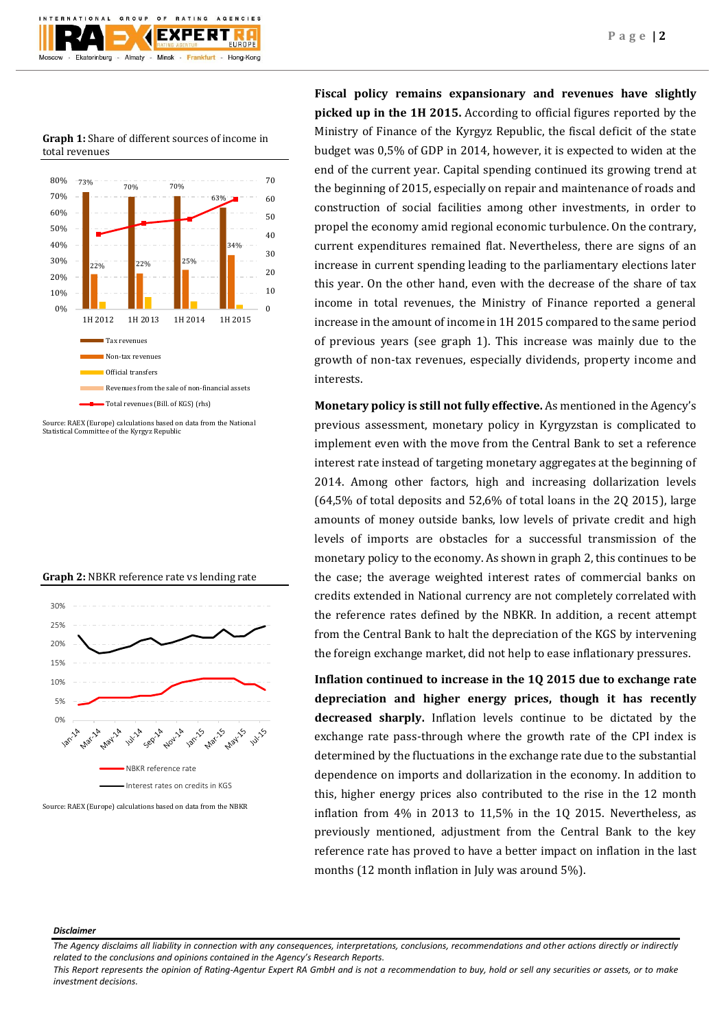**Graph 1:** Share of different sources of income in total revenues

80%
70%
60%
50%
40%
30%
20%
10%
0%

70
60
50
40
30
20
10
0

73%
22%
70%
22%
70%
25%
63%
34%

1H 2012
1H 2013
1H 2014
1H 2015

Tax revenues
Non-tax revenues
Official transfers
Revenues from the sale of non-financial assets
Total revenues (Bill. of KGS) (rhs)

Source: RAEX (Europe) calculations based on data from the National Statistical Committee of the Kyrgyz Republic

**Graph 2:** NBKR reference rate vs lending rate

30%
25%
20%
15%
10%
5%
0%

Jan-14
Mar-14
May-14
Jul-14
Sep-14
Nov-14
Jan-15
Mar-15
May-15
Jul-15

NBKR reference rate
Interest rates on credits in KGS

Source: RAEX (Europe) calculations based on data from the NBKR

**Fiscal policy remains expansionary and revenues have slightly picked up in the 1H 2015.** According to official figures reported by the Ministry of Finance of the Kyrgyz Republic, the fiscal deficit of the state budget was 0,5% of GDP in 2014, however, it is expected to widen at the end of the current year. Capital spending continued its growing trend at the beginning of 2015, especially on repair and maintenance of roads and construction of social facilities among other investments, in order to propel the economy amid regional economic turbulence. On the contrary, current expenditures remained flat. Nevertheless, there are signs of an increase in current spending leading to the parliamentary elections later this year. On the other hand, even with the decrease of the share of tax income in total revenues, the Ministry of Finance reported a general increase in the amount of income in 1H 2015 compared to the same period of previous years (see graph 1). This increase was mainly due to the growth of non-tax revenues, especially dividends, property income and interests.

**Monetary policy is still not fully effective.** As mentioned in the Agency's previous assessment, monetary policy in Kyrgyzstan is complicated to implement even with the move from the Central Bank to set a reference interest rate instead of targeting monetary aggregates at the beginning of 2014. Among other factors, high and increasing dollarization levels (64,5% of total deposits and 52,6% of total loans in the 2Q 2015), large amounts of money outside banks, low levels of private credit and high levels of imports are obstacles for a successful transmission of the monetary policy to the economy. As shown in graph 2, this continues to be the case; the average weighted interest rates of commercial banks on credits extended in National currency are not completely correlated with the reference rates defined by the NBKR. In addition, a recent attempt from the Central Bank to halt the depreciation of the KGS by intervening the foreign exchange market, did not help to ease inflationary pressures.

**Inflation continued to increase in the 1Q 2015 due to exchange rate depreciation and higher energy prices, though it has recently decreased sharply.** Inflation levels continue to be dictated by the exchange rate pass-through where the growth rate of the CPI index is determined by the fluctuations in the exchange rate due to the substantial dependence on imports and dollarization in the economy. In addition to this, higher energy prices also contributed to the rise in the 12 month inflation from 4% in 2013 to 11,5% in the 1Q 2015. Nevertheless, as previously mentioned, adjustment from the Central Bank to the key reference rate has proved to have a better impact on inflation in the last months (12 month inflation in July was around 5%).

***Disclaimer***

*The Agency disclaims all liability in connection with any consequences, interpretations, conclusions, recommendations and other actions directly or indirectly related to the conclusions and opinions contained in the Agency's Research Reports.*
*This Report represents the opinion of Rating-Agentur Expert RA GmbH and is not a recommendation to buy, hold or sell any securities or assets, or to make investment decisions.*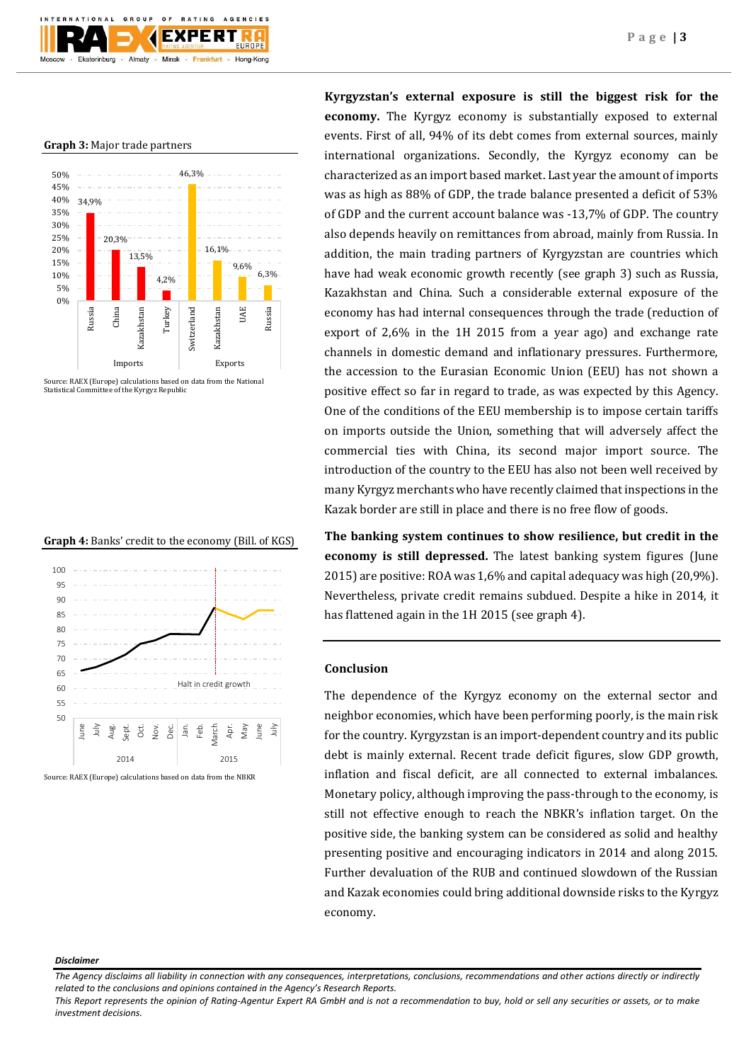**Graph 3:** Major trade partners

50%
45%
40%
35%
30%
25%
20%
15%
10%
5%
0%

34,9% Russia
20,3% China
13,5% Kazakhstan
4,2% Turkey
Imports

46,3% Switzerland
16,1% Kazakhstan
9,6% UAE
6,3% Russia
Exports

Source: RAEX (Europe) calculations based on data from the National Statistical Committee of the Kyrgyz Republic

**Graph 4:** Banks' credit to the economy (Bill. of KGS)

100
95
90
85
80
75
70
65
60
55
50

Halt in credit growth

June July Aug. Sept. Oct. Nov. Dec. Jan. Feb. March Apr. May June July

2014 2015

Source: RAEX (Europe) calculations based on data from the NBKR

**Kyrgyzstan's external exposure is still the biggest risk for the economy.** The Kyrgyz economy is substantially exposed to external events. First of all, 94% of its debt comes from external sources, mainly international organizations. Secondly, the Kyrgyz economy can be characterized as an import based market. Last year the amount of imports was as high as 88% of GDP, the trade balance presented a deficit of 53% of GDP and the current account balance was -13,7% of GDP. The country also depends heavily on remittances from abroad, mainly from Russia. In addition, the main trading partners of Kyrgyzstan are countries which have had weak economic growth recently (see graph 3) such as Russia, Kazakhstan and China. Such a considerable external exposure of the economy has had internal consequences through the trade (reduction of export of 2,6% in the 1H 2015 from a year ago) and exchange rate channels in domestic demand and inflationary pressures. Furthermore, the accession to the Eurasian Economic Union (EEU) has not shown a positive effect so far in regard to trade, as was expected by this Agency. One of the conditions of the EEU membership is to impose certain tariffs on imports outside the Union, something that will adversely affect the commercial ties with China, its second major import source. The introduction of the country to the EEU has also not been well received by many Kyrgyz merchants who have recently claimed that inspections in the Kazak border are still in place and there is no free flow of goods.

**The banking system continues to show resilience, but credit in the economy is still depressed.** The latest banking system figures (June 2015) are positive: ROA was 1,6% and capital adequacy was high (20,9%). Nevertheless, private credit remains subdued. Despite a hike in 2014, it has flattened again in the 1H 2015 (see graph 4).

## Conclusion

The dependence of the Kyrgyz economy on the external sector and neighbor economies, which have been performing poorly, is the main risk for the country. Kyrgyzstan is an import-dependent country and its public debt is mainly external. Recent trade deficit figures, slow GDP growth, inflation and fiscal deficit, are all connected to external imbalances. Monetary policy, although improving the pass-through to the economy, is still not effective enough to reach the NBKR's inflation target. On the positive side, the banking system can be considered as solid and healthy presenting positive and encouraging indicators in 2014 and along 2015. Further devaluation of the RUB and continued slowdown of the Russian and Kazak economies could bring additional downside risks to the Kyrgyz economy.

***Disclaimer***

*The Agency disclaims all liability in connection with any consequences, interpretations, conclusions, recommendations and other actions directly or indirectly related to the conclusions and opinions contained in the Agency's Research Reports.*
*This Report represents the opinion of Rating-Agentur Expert RA GmbH and is not a recommendation to buy, hold or sell any securities or assets, or to make investment decisions.*